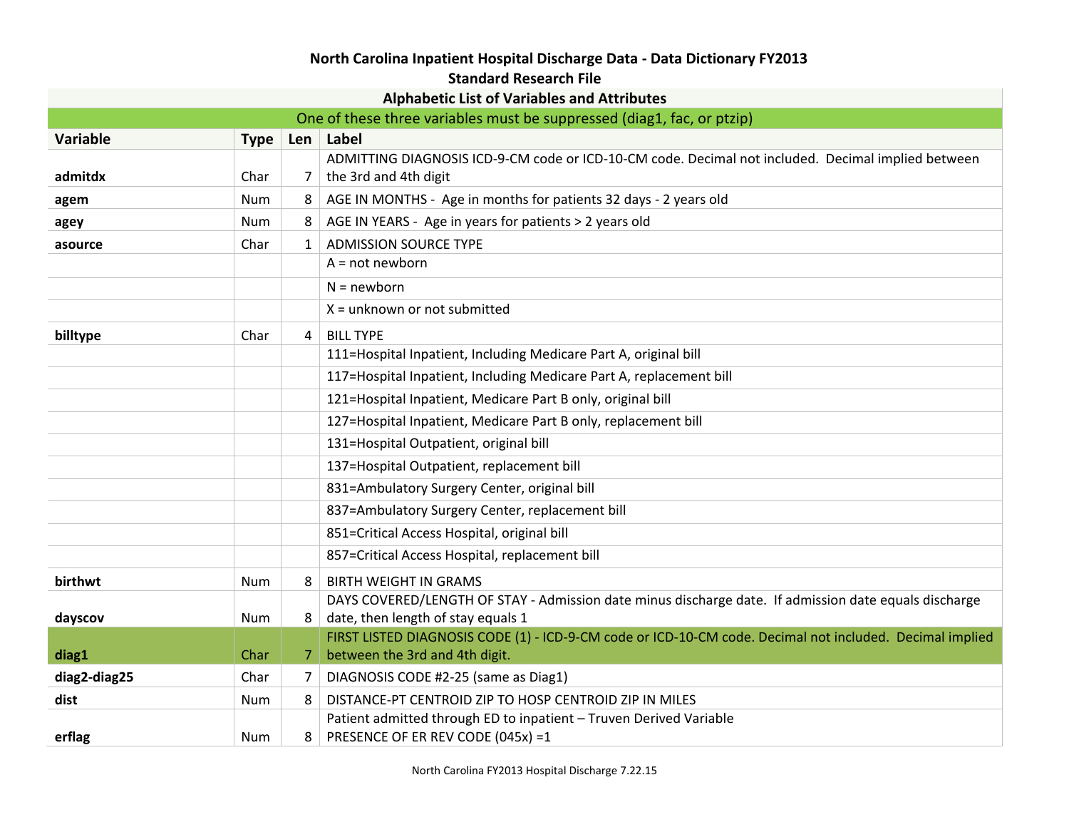## North Carolina Inpatient Hospital Discharge Data - Data Dictionary FY2013
## Standard Research File

### Alphabetic List of Variables and Attributes

One of these three variables must be suppressed (diag1, fac, or ptzip)

| Variable | Type | Len | Label |
|---|---|---|---|
| **admitdx** | Char | 7 | ADMITTING DIAGNOSIS ICD-9-CM code or ICD-10-CM code. Decimal not included. Decimal implied between the 3rd and 4th digit |
| **agem** | Num | 8 | AGE IN MONTHS - Age in months for patients 32 days - 2 years old |
| **agey** | Num | 8 | AGE IN YEARS - Age in years for patients > 2 years old |
| **asource** | Char | 1 | ADMISSION SOURCE TYPE |
| | | | A = not newborn |
| | | | N = newborn |
| | | | X = unknown or not submitted |
| **billtype** | Char | 4 | BILL TYPE |
| | | | 111=Hospital Inpatient, Including Medicare Part A, original bill |
| | | | 117=Hospital Inpatient, Including Medicare Part A, replacement bill |
| | | | 121=Hospital Inpatient, Medicare Part B only, original bill |
| | | | 127=Hospital Inpatient, Medicare Part B only, replacement bill |
| | | | 131=Hospital Outpatient, original bill |
| | | | 137=Hospital Outpatient, replacement bill |
| | | | 831=Ambulatory Surgery Center, original bill |
| | | | 837=Ambulatory Surgery Center, replacement bill |
| | | | 851=Critical Access Hospital, original bill |
| | | | 857=Critical Access Hospital, replacement bill |
| **birthwt** | Num | 8 | BIRTH WEIGHT IN GRAMS |
| **dayscov** | Num | 8 | DAYS COVERED/LENGTH OF STAY - Admission date minus discharge date. If admission date equals discharge date, then length of stay equals 1 |
| **diag1** | Char | 7 | FIRST LISTED DIAGNOSIS CODE (1) - ICD-9-CM code or ICD-10-CM code. Decimal not included. Decimal implied between the 3rd and 4th digit. |
| **diag2-diag25** | Char | 7 | DIAGNOSIS CODE #2-25 (same as Diag1) |
| **dist** | Num | 8 | DISTANCE-PT CENTROID ZIP TO HOSP CENTROID ZIP IN MILES |
| **erflag** | Num | 8 | Patient admitted through ED to inpatient – Truven Derived Variable PRESENCE OF ER REV CODE (045x) =1 |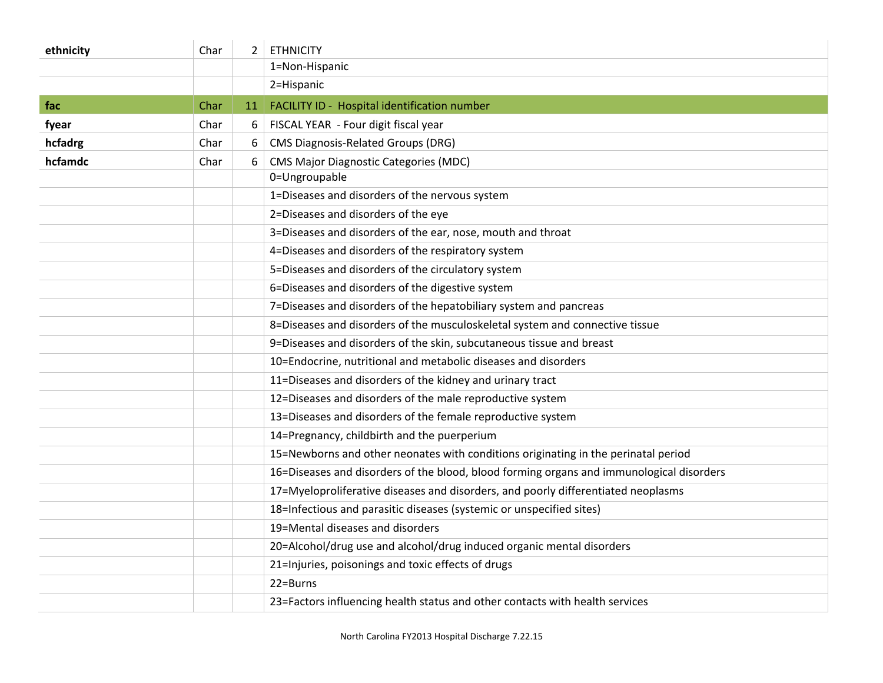| | | | |
|---|---|---|---|
| **ethnicity** | Char | 2 | ETHNICITY |
| | | | 1=Non-Hispanic |
| | | | 2=Hispanic |
| **fac** | Char | 11 | FACILITY ID - Hospital identification number |
| **fyear** | Char | 6 | FISCAL YEAR - Four digit fiscal year |
| **hcfadrg** | Char | 6 | CMS Diagnosis-Related Groups (DRG) |
| **hcfamdc** | Char | 6 | CMS Major Diagnostic Categories (MDC) |
| | | | 0=Ungroupable |
| | | | 1=Diseases and disorders of the nervous system |
| | | | 2=Diseases and disorders of the eye |
| | | | 3=Diseases and disorders of the ear, nose, mouth and throat |
| | | | 4=Diseases and disorders of the respiratory system |
| | | | 5=Diseases and disorders of the circulatory system |
| | | | 6=Diseases and disorders of the digestive system |
| | | | 7=Diseases and disorders of the hepatobiliary system and pancreas |
| | | | 8=Diseases and disorders of the musculoskeletal system and connective tissue |
| | | | 9=Diseases and disorders of the skin, subcutaneous tissue and breast |
| | | | 10=Endocrine, nutritional and metabolic diseases and disorders |
| | | | 11=Diseases and disorders of the kidney and urinary tract |
| | | | 12=Diseases and disorders of the male reproductive system |
| | | | 13=Diseases and disorders of the female reproductive system |
| | | | 14=Pregnancy, childbirth and the puerperium |
| | | | 15=Newborns and other neonates with conditions originating in the perinatal period |
| | | | 16=Diseases and disorders of the blood, blood forming organs and immunological disorders |
| | | | 17=Myeloproliferative diseases and disorders, and poorly differentiated neoplasms |
| | | | 18=Infectious and parasitic diseases (systemic or unspecified sites) |
| | | | 19=Mental diseases and disorders |
| | | | 20=Alcohol/drug use and alcohol/drug induced organic mental disorders |
| | | | 21=Injuries, poisonings and toxic effects of drugs |
| | | | 22=Burns |
| | | | 23=Factors influencing health status and other contacts with health services |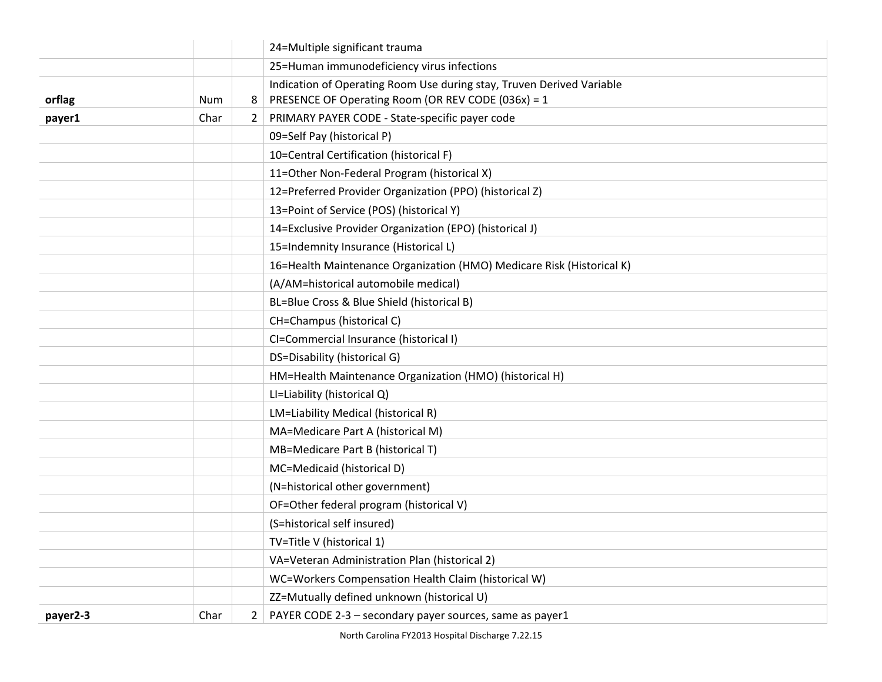| | | | |
|---|---|---|---|
| | | | 24=Multiple significant trauma |
| | | | 25=Human immunodeficiency virus infections |
| **orflag** | Num | 8 | Indication of Operating Room Use during stay, Truven Derived Variable<br>PRESENCE OF Operating Room (OR REV CODE (036x) = 1 |
| **payer1** | Char | 2 | PRIMARY PAYER CODE - State-specific payer code |
| | | | 09=Self Pay (historical P) |
| | | | 10=Central Certification (historical F) |
| | | | 11=Other Non-Federal Program (historical X) |
| | | | 12=Preferred Provider Organization (PPO) (historical Z) |
| | | | 13=Point of Service (POS) (historical Y) |
| | | | 14=Exclusive Provider Organization (EPO) (historical J) |
| | | | 15=Indemnity Insurance (Historical L) |
| | | | 16=Health Maintenance Organization (HMO) Medicare Risk (Historical K) |
| | | | (A/AM=historical automobile medical) |
| | | | BL=Blue Cross & Blue Shield (historical B) |
| | | | CH=Champus (historical C) |
| | | | CI=Commercial Insurance (historical I) |
| | | | DS=Disability (historical G) |
| | | | HM=Health Maintenance Organization (HMO) (historical H) |
| | | | LI=Liability (historical Q) |
| | | | LM=Liability Medical (historical R) |
| | | | MA=Medicare Part A (historical M) |
| | | | MB=Medicare Part B (historical T) |
| | | | MC=Medicaid (historical D) |
| | | | (N=historical other government) |
| | | | OF=Other federal program (historical V) |
| | | | (S=historical self insured) |
| | | | TV=Title V (historical 1) |
| | | | VA=Veteran Administration Plan (historical 2) |
| | | | WC=Workers Compensation Health Claim (historical W) |
| | | | ZZ=Mutually defined unknown (historical U) |
| **payer2-3** | Char | 2 | PAYER CODE 2-3 – secondary payer sources, same as payer1 |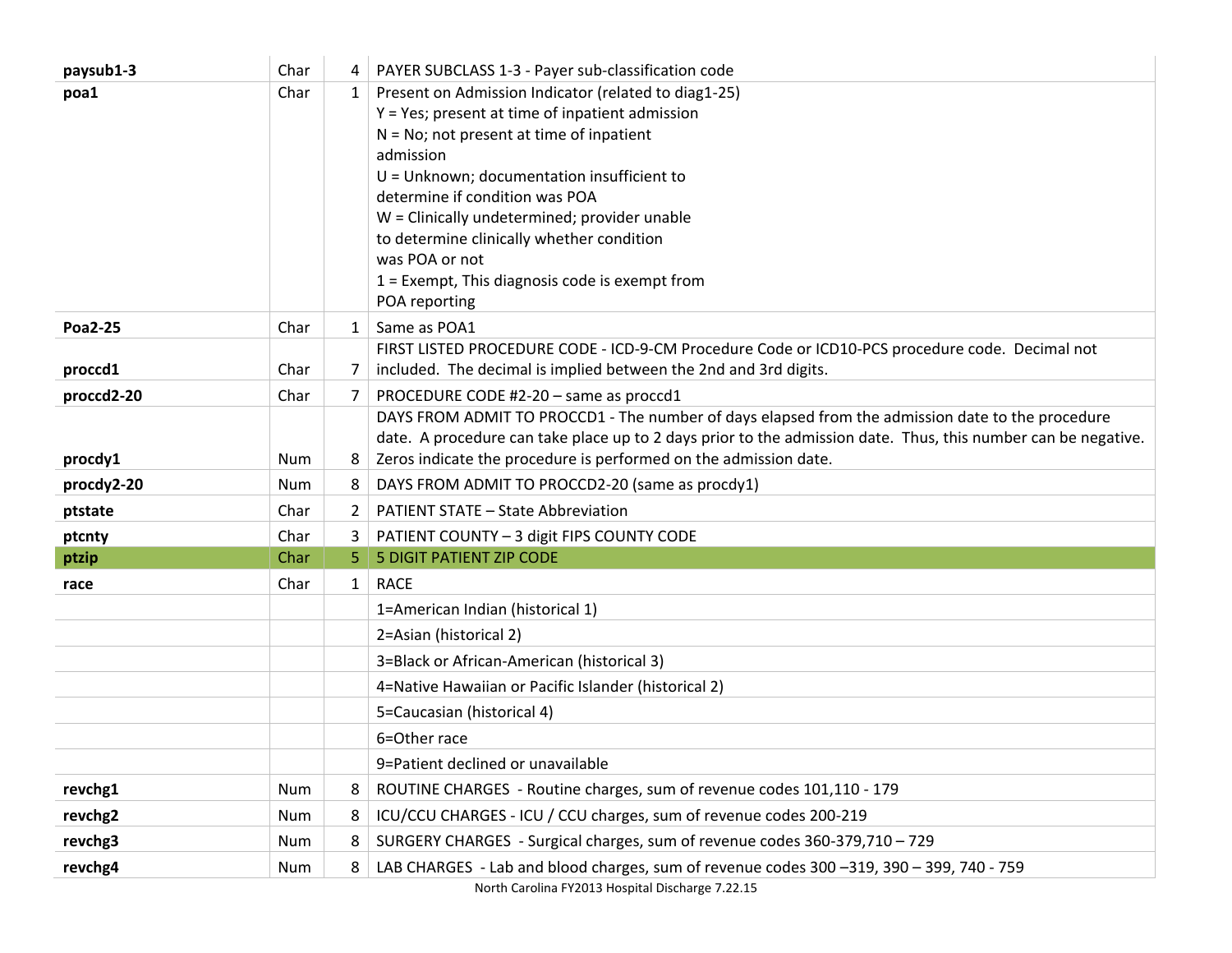| | | | |
|---|---|---|---|
| **paysub1-3** | Char | 4 | PAYER SUBCLASS 1-3 - Payer sub-classification code |
| **poa1** | Char | 1 | Present on Admission Indicator (related to diag1-25)<br>Y = Yes; present at time of inpatient admission<br>N = No; not present at time of inpatient admission<br>U = Unknown; documentation insufficient to determine if condition was POA<br>W = Clinically undetermined; provider unable to determine clinically whether condition was POA or not<br>1 = Exempt, This diagnosis code is exempt from POA reporting |
| **Poa2-25** | Char | 1 | Same as POA1 |
| **proccd1** | Char | 7 | FIRST LISTED PROCEDURE CODE - ICD-9-CM Procedure Code or ICD10-PCS procedure code. Decimal not included. The decimal is implied between the 2nd and 3rd digits. |
| **proccd2-20** | Char | 7 | PROCEDURE CODE #2-20 – same as proccd1 |
| **procdy1** | Num | 8 | DAYS FROM ADMIT TO PROCCD1 - The number of days elapsed from the admission date to the procedure date. A procedure can take place up to 2 days prior to the admission date. Thus, this number can be negative. Zeros indicate the procedure is performed on the admission date. |
| **procdy2-20** | Num | 8 | DAYS FROM ADMIT TO PROCCD2-20 (same as procdy1) |
| **ptstate** | Char | 2 | PATIENT STATE – State Abbreviation |
| **ptcnty** | Char | 3 | PATIENT COUNTY – 3 digit FIPS COUNTY CODE |
| **ptzip** | Char | 5 | 5 DIGIT PATIENT ZIP CODE |
| **race** | Char | 1 | RACE |
| | | | 1=American Indian (historical 1) |
| | | | 2=Asian (historical 2) |
| | | | 3=Black or African-American (historical 3) |
| | | | 4=Native Hawaiian or Pacific Islander (historical 2) |
| | | | 5=Caucasian (historical 4) |
| | | | 6=Other race |
| | | | 9=Patient declined or unavailable |
| **revchg1** | Num | 8 | ROUTINE CHARGES - Routine charges, sum of revenue codes 101,110 - 179 |
| **revchg2** | Num | 8 | ICU/CCU CHARGES - ICU / CCU charges, sum of revenue codes 200-219 |
| **revchg3** | Num | 8 | SURGERY CHARGES - Surgical charges, sum of revenue codes 360-379,710 – 729 |
| **revchg4** | Num | 8 | LAB CHARGES - Lab and blood charges, sum of revenue codes 300 –319, 390 – 399, 740 - 759 |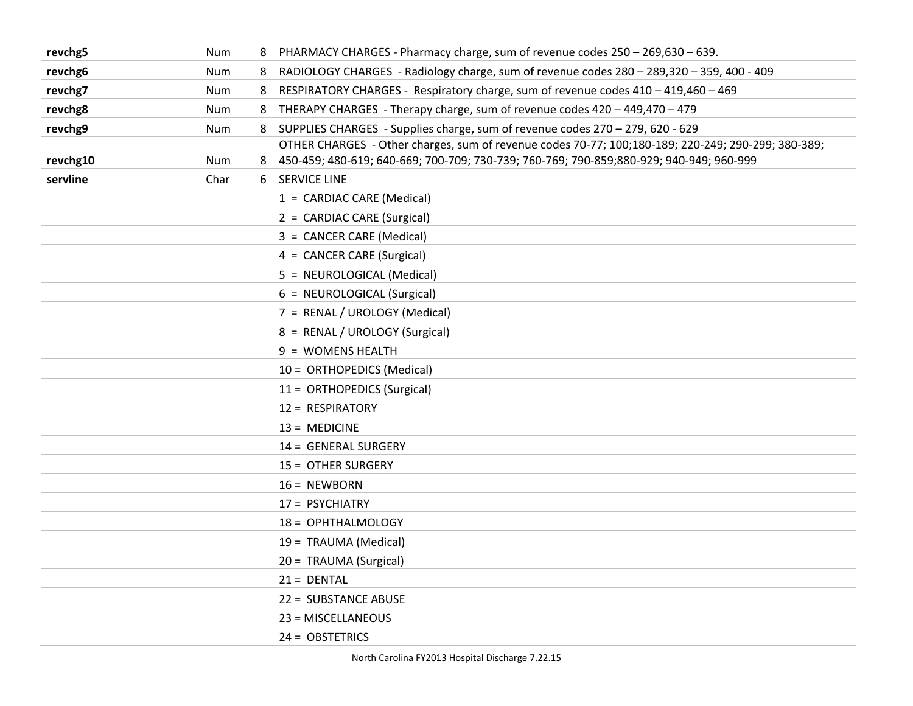| | | | |
|---|---|---|---|
| **revchg5** | Num | 8 | PHARMACY CHARGES - Pharmacy charge, sum of revenue codes 250 – 269,630 – 639. |
| **revchg6** | Num | 8 | RADIOLOGY CHARGES - Radiology charge, sum of revenue codes 280 – 289,320 – 359, 400 - 409 |
| **revchg7** | Num | 8 | RESPIRATORY CHARGES - Respiratory charge, sum of revenue codes 410 – 419,460 – 469 |
| **revchg8** | Num | 8 | THERAPY CHARGES - Therapy charge, sum of revenue codes 420 – 449,470 – 479 |
| **revchg9** | Num | 8 | SUPPLIES CHARGES - Supplies charge, sum of revenue codes 270 – 279, 620 - 629 |
| **revchg10** | Num | 8 | OTHER CHARGES - Other charges, sum of revenue codes 70-77; 100;180-189; 220-249; 290-299; 380-389; 450-459; 480-619; 640-669; 700-709; 730-739; 760-769; 790-859;880-929; 940-949; 960-999 |
| **servline** | Char | 6 | SERVICE LINE |
| | | | 1 = CARDIAC CARE (Medical) |
| | | | 2 = CARDIAC CARE (Surgical) |
| | | | 3 = CANCER CARE (Medical) |
| | | | 4 = CANCER CARE (Surgical) |
| | | | 5 = NEUROLOGICAL (Medical) |
| | | | 6 = NEUROLOGICAL (Surgical) |
| | | | 7 = RENAL / UROLOGY (Medical) |
| | | | 8 = RENAL / UROLOGY (Surgical) |
| | | | 9 = WOMENS HEALTH |
| | | | 10 = ORTHOPEDICS (Medical) |
| | | | 11 = ORTHOPEDICS (Surgical) |
| | | | 12 = RESPIRATORY |
| | | | 13 = MEDICINE |
| | | | 14 = GENERAL SURGERY |
| | | | 15 = OTHER SURGERY |
| | | | 16 = NEWBORN |
| | | | 17 = PSYCHIATRY |
| | | | 18 = OPHTHALMOLOGY |
| | | | 19 = TRAUMA (Medical) |
| | | | 20 = TRAUMA (Surgical) |
| | | | 21 = DENTAL |
| | | | 22 = SUBSTANCE ABUSE |
| | | | 23 = MISCELLANEOUS |
| | | | 24 = OBSTETRICS |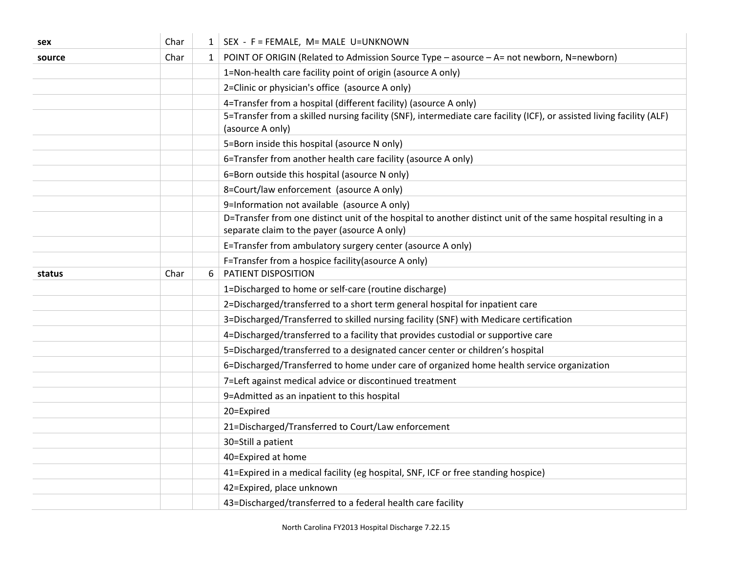| | | | |
|---|---|---|---|
| **sex** | Char | 1 | SEX - F = FEMALE, M= MALE U=UNKNOWN |
| **source** | Char | 1 | POINT OF ORIGIN (Related to Admission Source Type – asource – A= not newborn, N=newborn) |
| | | | 1=Non-health care facility point of origin (asource A only) |
| | | | 2=Clinic or physician's office (asource A only) |
| | | | 4=Transfer from a hospital (different facility) (asource A only) |
| | | | 5=Transfer from a skilled nursing facility (SNF), intermediate care facility (ICF), or assisted living facility (ALF) (asource A only) |
| | | | 5=Born inside this hospital (asource N only) |
| | | | 6=Transfer from another health care facility (asource A only) |
| | | | 6=Born outside this hospital (asource N only) |
| | | | 8=Court/law enforcement (asource A only) |
| | | | 9=Information not available (asource A only) |
| | | | D=Transfer from one distinct unit of the hospital to another distinct unit of the same hospital resulting in a separate claim to the payer (asource A only) |
| | | | E=Transfer from ambulatory surgery center (asource A only) |
| | | | F=Transfer from a hospice facility(asource A only) |
| **status** | Char | 6 | PATIENT DISPOSITION |
| | | | 1=Discharged to home or self-care (routine discharge) |
| | | | 2=Discharged/transferred to a short term general hospital for inpatient care |
| | | | 3=Discharged/Transferred to skilled nursing facility (SNF) with Medicare certification |
| | | | 4=Discharged/transferred to a facility that provides custodial or supportive care |
| | | | 5=Discharged/transferred to a designated cancer center or children's hospital |
| | | | 6=Discharged/Transferred to home under care of organized home health service organization |
| | | | 7=Left against medical advice or discontinued treatment |
| | | | 9=Admitted as an inpatient to this hospital |
| | | | 20=Expired |
| | | | 21=Discharged/Transferred to Court/Law enforcement |
| | | | 30=Still a patient |
| | | | 40=Expired at home |
| | | | 41=Expired in a medical facility (eg hospital, SNF, ICF or free standing hospice) |
| | | | 42=Expired, place unknown |
| | | | 43=Discharged/transferred to a federal health care facility |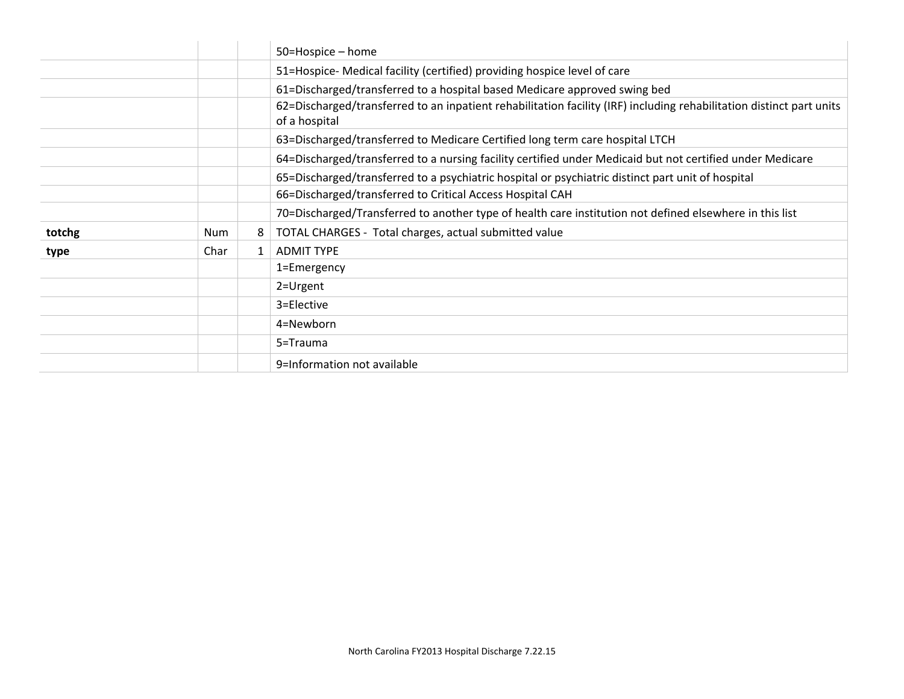| | | | |
|---|---|---|---|
| | | | 50=Hospice – home |
| | | | 51=Hospice- Medical facility (certified) providing hospice level of care |
| | | | 61=Discharged/transferred to a hospital based Medicare approved swing bed |
| | | | 62=Discharged/transferred to an inpatient rehabilitation facility (IRF) including rehabilitation distinct part units of a hospital |
| | | | 63=Discharged/transferred to Medicare Certified long term care hospital LTCH |
| | | | 64=Discharged/transferred to a nursing facility certified under Medicaid but not certified under Medicare |
| | | | 65=Discharged/transferred to a psychiatric hospital or psychiatric distinct part unit of hospital |
| | | | 66=Discharged/transferred to Critical Access Hospital CAH |
| | | | 70=Discharged/Transferred to another type of health care institution not defined elsewhere in this list |
| **totchg** | Num | 8 | TOTAL CHARGES - Total charges, actual submitted value |
| **type** | Char | 1 | ADMIT TYPE |
| | | | 1=Emergency |
| | | | 2=Urgent |
| | | | 3=Elective |
| | | | 4=Newborn |
| | | | 5=Trauma |
| | | | 9=Information not available |